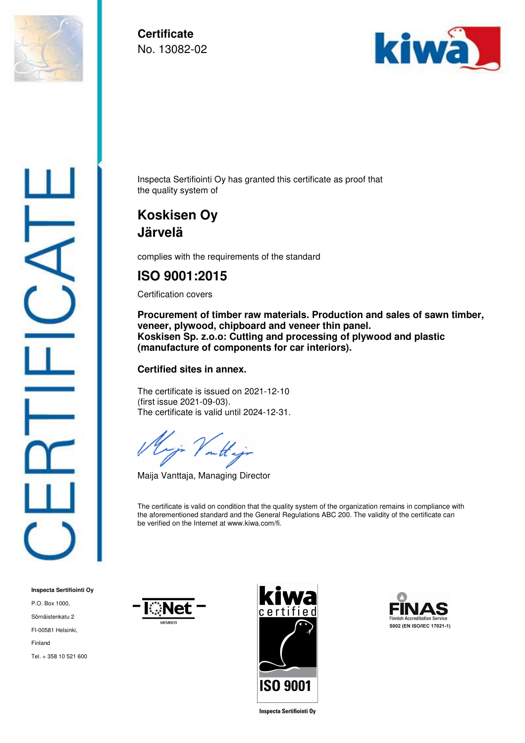**Certificate**
No. 13082-02

Inspecta Sertifiointi Oy has granted this certificate as proof that the quality system of

## Koskisen Oy
## Järvelä

complies with the requirements of the standard

## ISO 9001:2015

Certification covers

**Procurement of timber raw materials. Production and sales of sawn timber, veneer, plywood, chipboard and veneer thin panel.**
**Koskisen Sp. z.o.o: Cutting and processing of plywood and plastic (manufacture of components for car interiors).**

**Certified sites in annex.**

The certificate is issued on 2021-12-10
(first issue 2021-09-03).
The certificate is valid until 2024-12-31.

Maija Vanttaja, Managing Director

The certificate is valid on condition that the quality system of the organization remains in compliance with the aforementioned standard and the General Regulations ABC 200. The validity of the certificate can be verified on the Internet at www.kiwa.com/fi.

**Inspecta Sertifiointi Oy**
P.O. Box 1000,
Sörnäistenkatu 2
FI-00581 Helsinki,
Finland
Tel. + 358 10 521 600

IQNet MEMBER

kiwa certified ISO 9001
Inspecta Sertifiointi Oy

FINAS Finnish Accreditation Service
S002 (EN ISO/IEC 17021-1)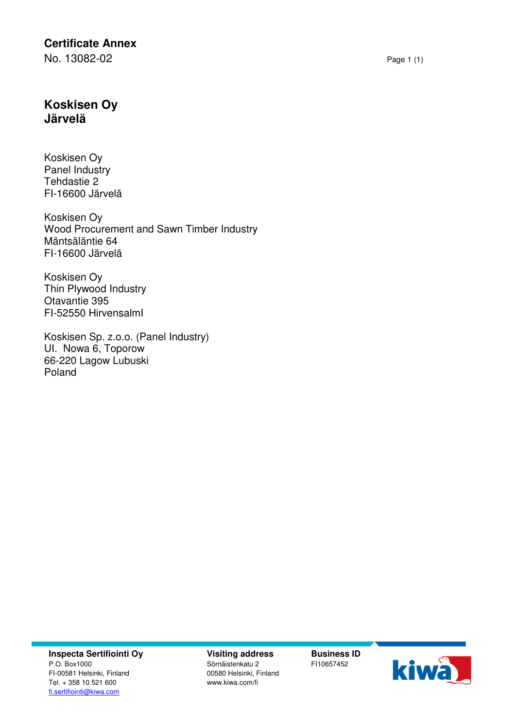**Certificate Annex**

No. 13082-02

## Koskisen Oy
## Järvelä

Koskisen Oy
Panel Industry
Tehdastie 2
FI-16600 Järvelä

Koskisen Oy
Wood Procurement and Sawn Timber Industry
Mäntsäläntie 64
FI-16600 Järvelä

Koskisen Oy
Thin Plywood Industry
Otavantie 395
FI-52550 Hirvensalml

Koskisen Sp. z.o.o. (Panel Industry)
Ul. Nowa 6, Toporow
66-220 Lagow Lubuski
Poland

**Inspecta Sertifiointi Oy**
P.O. Box1000
FI-00581 Helsinki, Finland
Tel. + 358 10 521 600
fi.sertifiointi@kiwa.com

**Visiting address**
Sörnäistenkatu 2
00580 Helsinki, Finland
www.kiwa.com/fi

**Business ID**
FI10657452